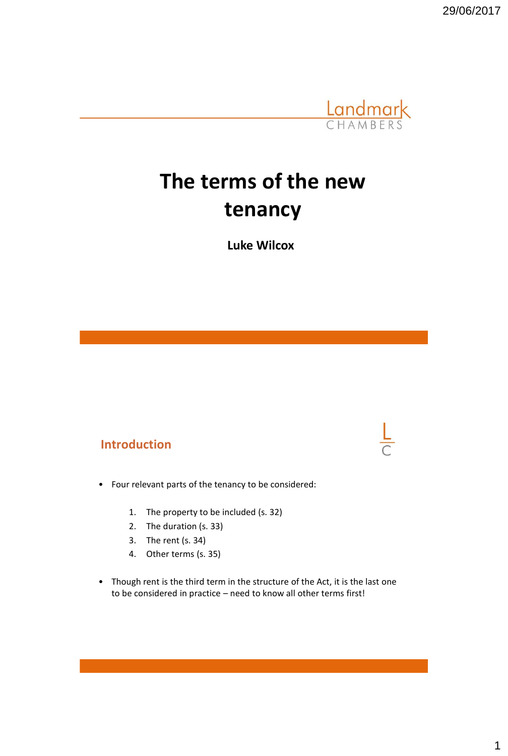# The terms of the new tenancy

**Luke Wilcox**

## Introduction

- Four relevant parts of the tenancy to be considered:

  1. The property to be included (s. 32)
  2. The duration (s. 33)
  3. The rent (s. 34)
  4. Other terms (s. 35)

- Though rent is the third term in the structure of the Act, it is the last one to be considered in practice – need to know all other terms first!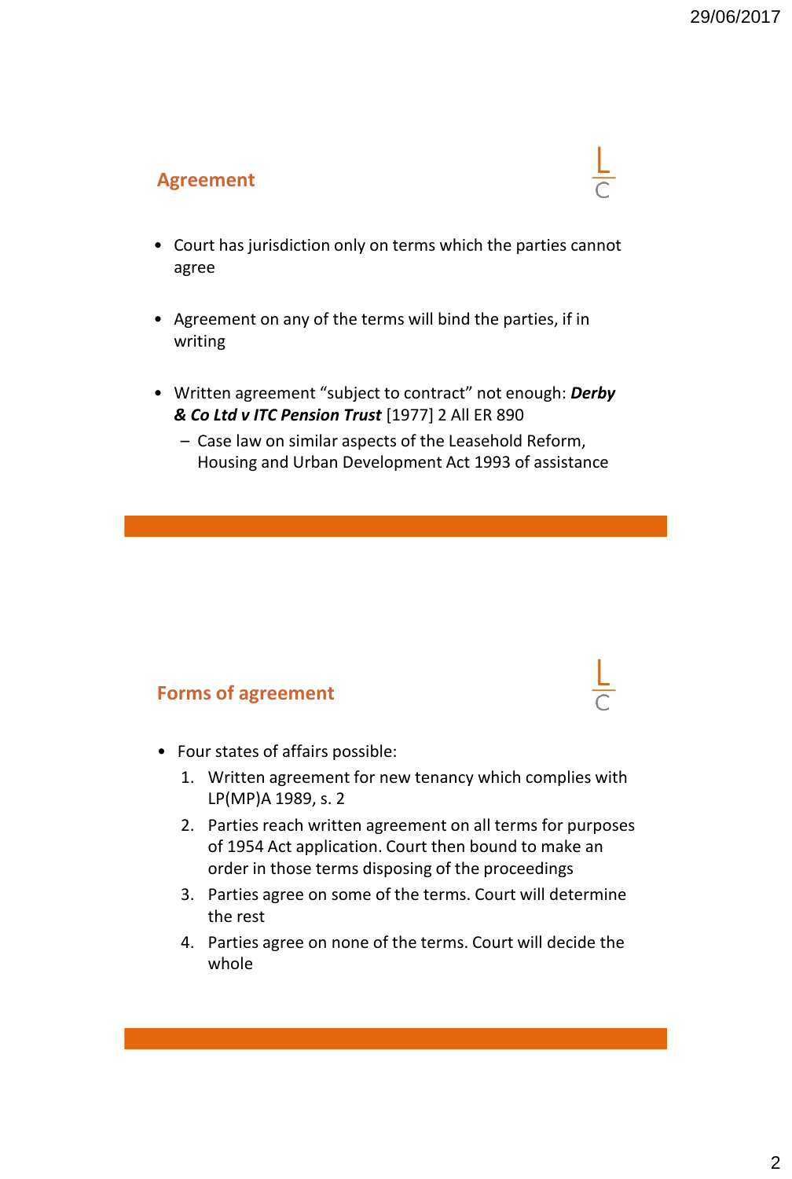## Agreement

- Court has jurisdiction only on terms which the parties cannot agree
- Agreement on any of the terms will bind the parties, if in writing
- Written agreement "subject to contract" not enough: ***Derby & Co Ltd v ITC Pension Trust*** [1977] 2 All ER 890
  - Case law on similar aspects of the Leasehold Reform, Housing and Urban Development Act 1993 of assistance

## Forms of agreement

- Four states of affairs possible:
  1. Written agreement for new tenancy which complies with LP(MP)A 1989, s. 2
  2. Parties reach written agreement on all terms for purposes of 1954 Act application. Court then bound to make an order in those terms disposing of the proceedings
  3. Parties agree on some of the terms. Court will determine the rest
  4. Parties agree on none of the terms. Court will decide the whole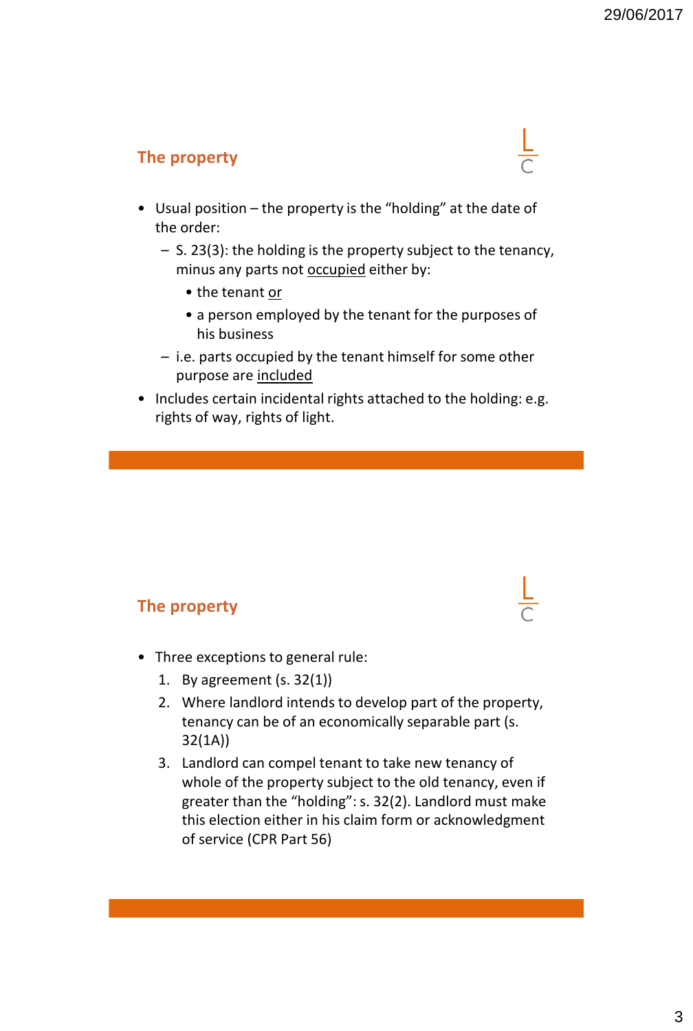## The property

- Usual position – the property is the "holding" at the date of the order:
  - S. 23(3): the holding is the property subject to the tenancy, minus any parts not <u>occupied</u> either by:
    - the tenant <u>or</u>
    - a person employed by the tenant for the purposes of his business
  - i.e. parts occupied by the tenant himself for some other purpose are <u>included</u>
- Includes certain incidental rights attached to the holding: e.g. rights of way, rights of light.

## The property

- Three exceptions to general rule:
  1. By agreement (s. 32(1))
  2. Where landlord intends to develop part of the property, tenancy can be of an economically separable part (s. 32(1A))
  3. Landlord can compel tenant to take new tenancy of whole of the property subject to the old tenancy, even if greater than the "holding": s. 32(2). Landlord must make this election either in his claim form or acknowledgment of service (CPR Part 56)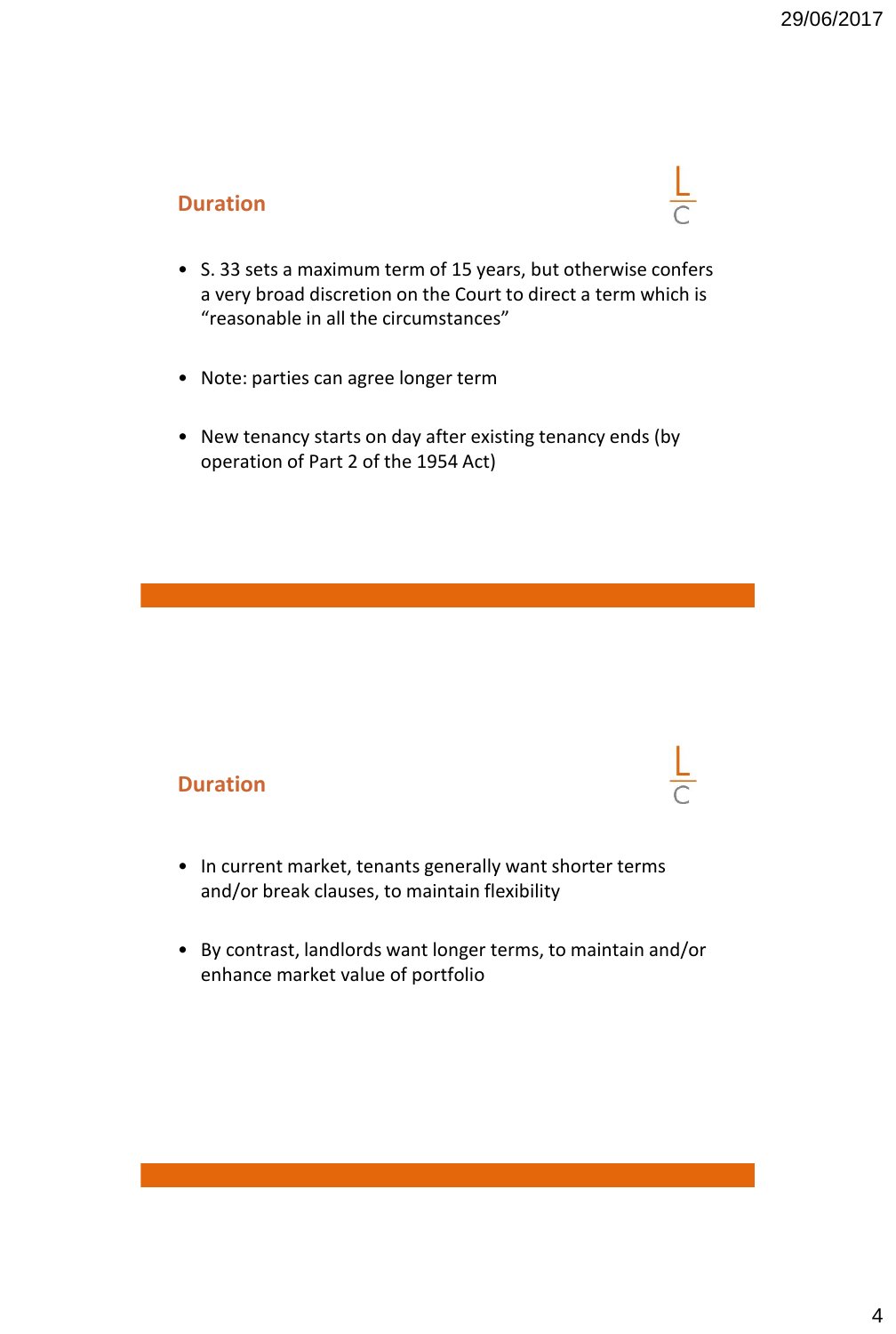## Duration

- S. 33 sets a maximum term of 15 years, but otherwise confers a very broad discretion on the Court to direct a term which is “reasonable in all the circumstances”
- Note: parties can agree longer term
- New tenancy starts on day after existing tenancy ends (by operation of Part 2 of the 1954 Act)

## Duration

- In current market, tenants generally want shorter terms and/or break clauses, to maintain flexibility
- By contrast, landlords want longer terms, to maintain and/or enhance market value of portfolio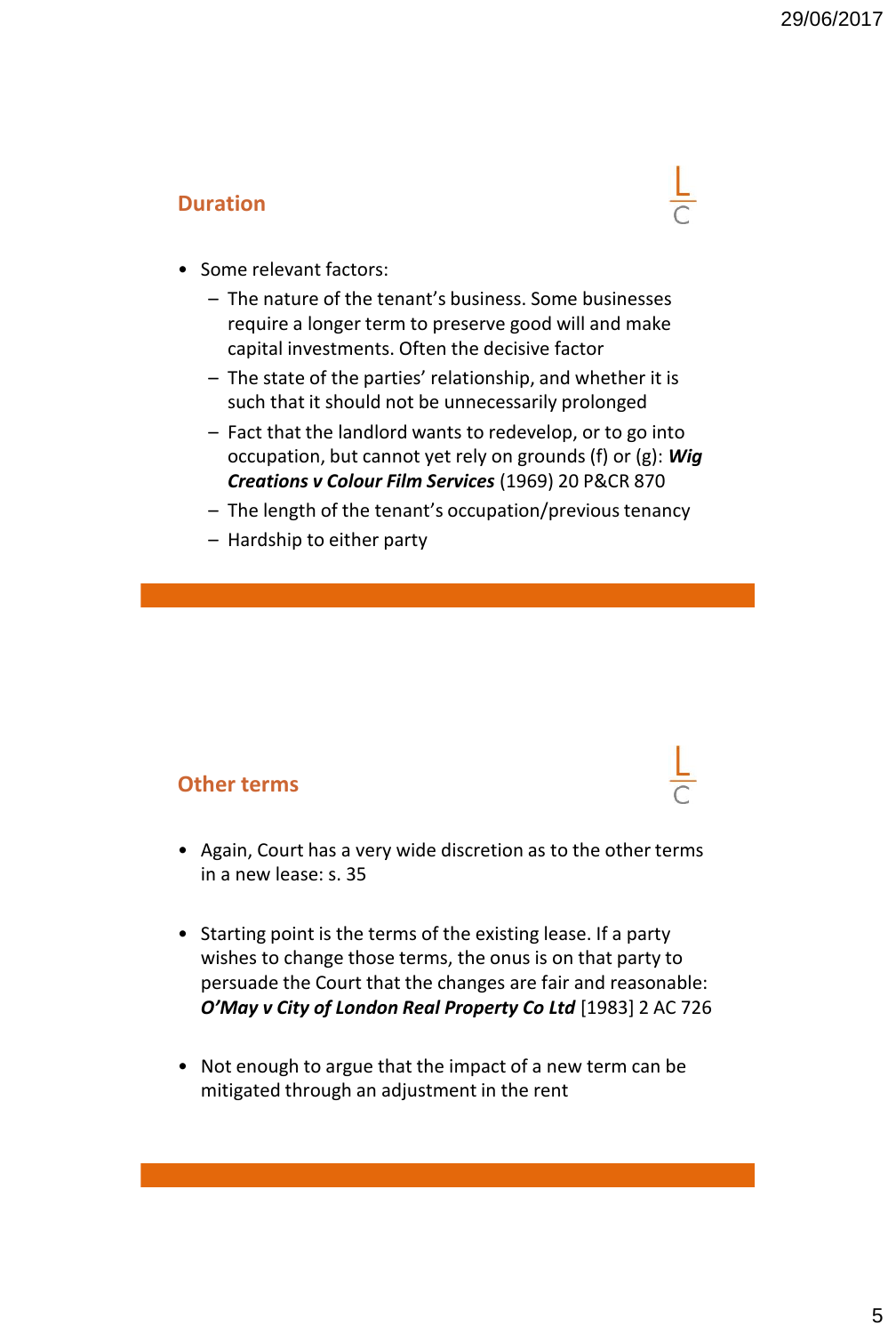## Duration

- Some relevant factors:
  - The nature of the tenant's business. Some businesses require a longer term to preserve good will and make capital investments. Often the decisive factor
  - The state of the parties' relationship, and whether it is such that it should not be unnecessarily prolonged
  - Fact that the landlord wants to redevelop, or to go into occupation, but cannot yet rely on grounds (f) or (g): ***Wig Creations v Colour Film Services*** (1969) 20 P&CR 870
  - The length of the tenant's occupation/previous tenancy
  - Hardship to either party

## Other terms

- Again, Court has a very wide discretion as to the other terms in a new lease: s. 35

- Starting point is the terms of the existing lease. If a party wishes to change those terms, the onus is on that party to persuade the Court that the changes are fair and reasonable: ***O'May v City of London Real Property Co Ltd*** [1983] 2 AC 726

- Not enough to argue that the impact of a new term can be mitigated through an adjustment in the rent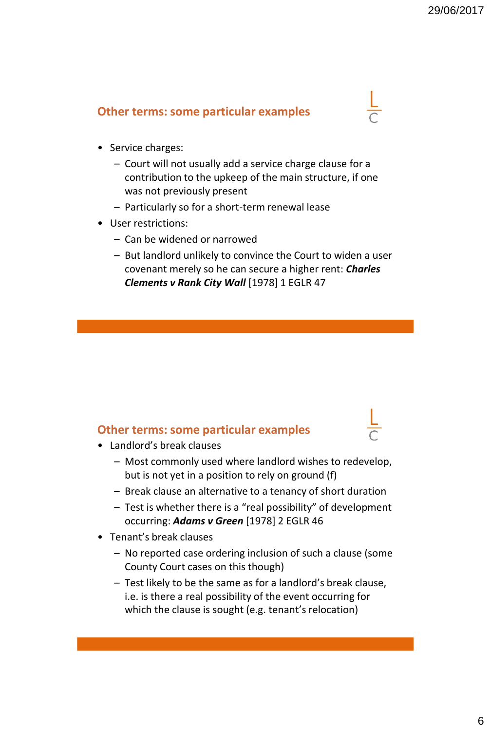## Other terms: some particular examples

- Service charges:
  - Court will not usually add a service charge clause for a contribution to the upkeep of the main structure, if one was not previously present
  - Particularly so for a short-term renewal lease
- User restrictions:
  - Can be widened or narrowed
  - But landlord unlikely to convince the Court to widen a user covenant merely so he can secure a higher rent: ***Charles Clements v Rank City Wall*** [1978] 1 EGLR 47

## Other terms: some particular examples

- Landlord's break clauses
  - Most commonly used where landlord wishes to redevelop, but is not yet in a position to rely on ground (f)
  - Break clause an alternative to a tenancy of short duration
  - Test is whether there is a "real possibility" of development occurring: ***Adams v Green*** [1978] 2 EGLR 46
- Tenant's break clauses
  - No reported case ordering inclusion of such a clause (some County Court cases on this though)
  - Test likely to be the same as for a landlord's break clause, i.e. is there a real possibility of the event occurring for which the clause is sought (e.g. tenant's relocation)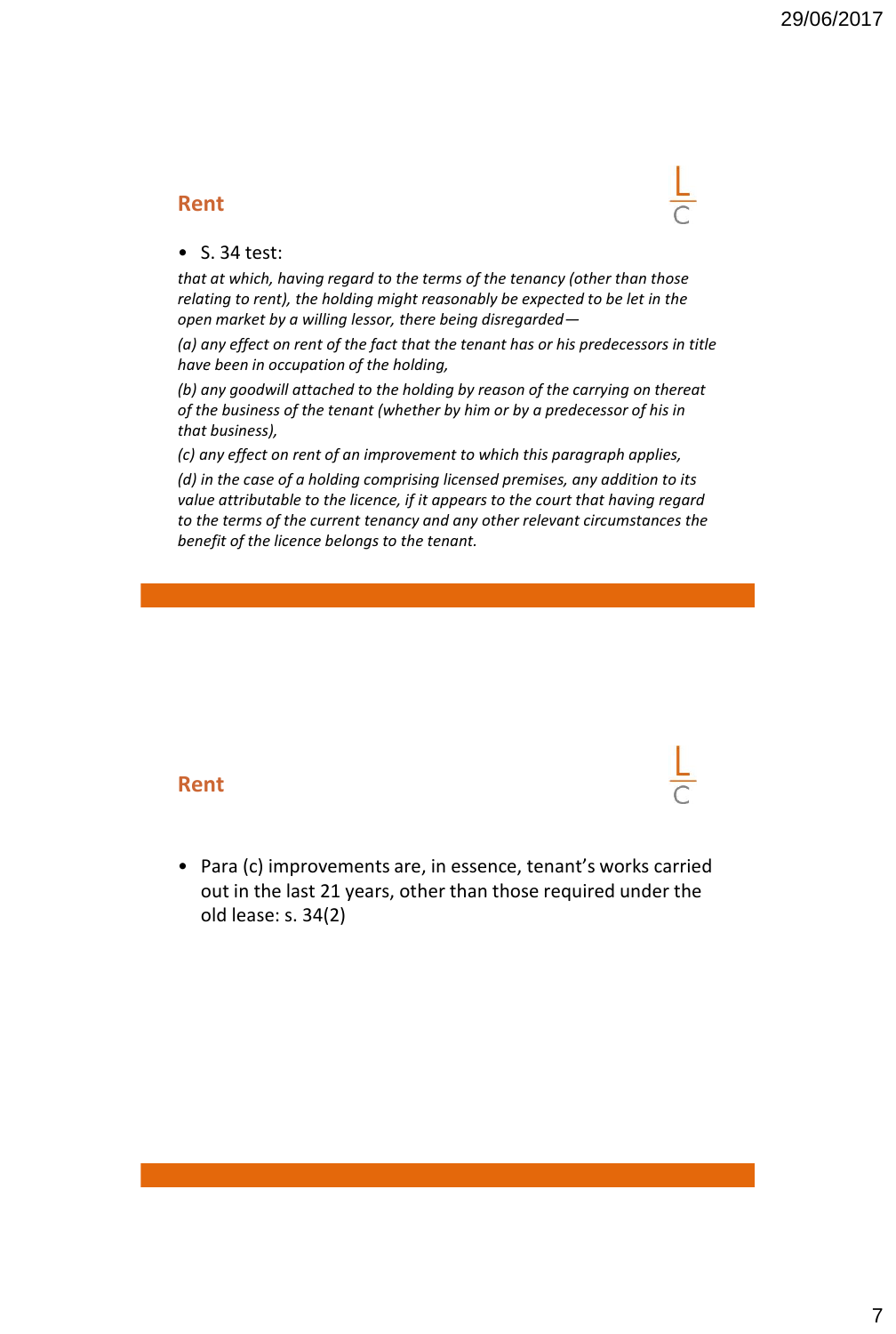## Rent

- S. 34 test:

*that at which, having regard to the terms of the tenancy (other than those relating to rent), the holding might reasonably be expected to be let in the open market by a willing lessor, there being disregarded—*

*(a) any effect on rent of the fact that the tenant has or his predecessors in title have been in occupation of the holding,*

*(b) any goodwill attached to the holding by reason of the carrying on thereat of the business of the tenant (whether by him or by a predecessor of his in that business),*

*(c) any effect on rent of an improvement to which this paragraph applies,*

*(d) in the case of a holding comprising licensed premises, any addition to its value attributable to the licence, if it appears to the court that having regard to the terms of the current tenancy and any other relevant circumstances the benefit of the licence belongs to the tenant.*

## Rent

- Para (c) improvements are, in essence, tenant's works carried out in the last 21 years, other than those required under the old lease: s. 34(2)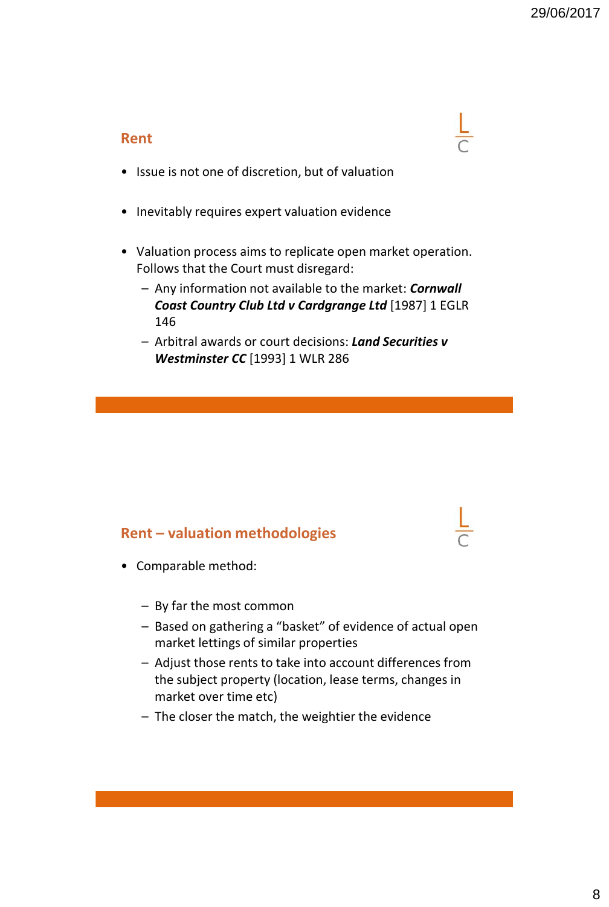## Rent

- Issue is not one of discretion, but of valuation
- Inevitably requires expert valuation evidence
- Valuation process aims to replicate open market operation. Follows that the Court must disregard:
  - Any information not available to the market: ***Cornwall Coast Country Club Ltd v Cardgrange Ltd*** [1987] 1 EGLR 146
  - Arbitral awards or court decisions: ***Land Securities v Westminster CC*** [1993] 1 WLR 286

## Rent – valuation methodologies

- Comparable method:
  - By far the most common
  - Based on gathering a "basket" of evidence of actual open market lettings of similar properties
  - Adjust those rents to take into account differences from the subject property (location, lease terms, changes in market over time etc)
  - The closer the match, the weightier the evidence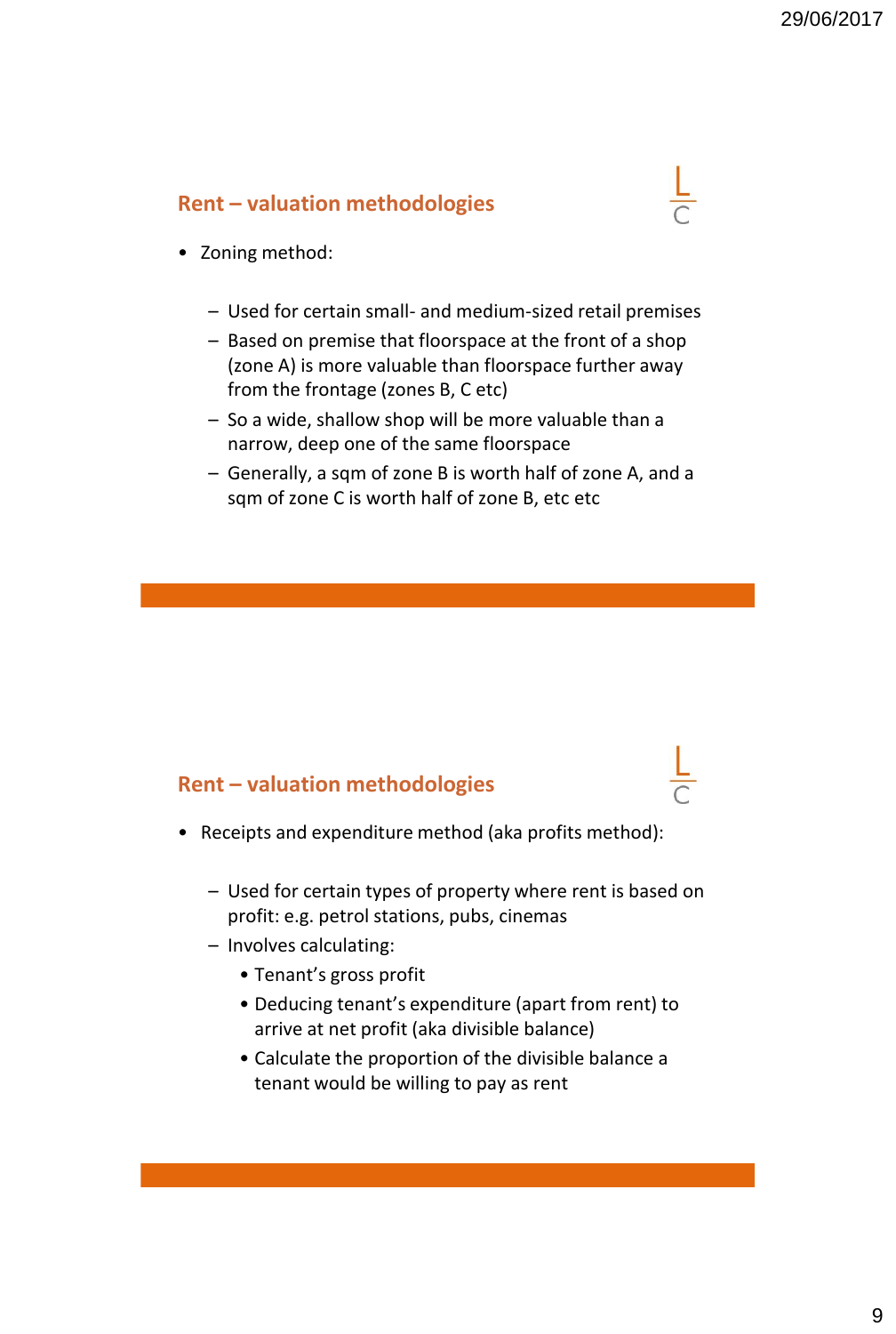## Rent – valuation methodologies

- Zoning method:
  - Used for certain small- and medium-sized retail premises
  - Based on premise that floorspace at the front of a shop (zone A) is more valuable than floorspace further away from the frontage (zones B, C etc)
  - So a wide, shallow shop will be more valuable than a narrow, deep one of the same floorspace
  - Generally, a sqm of zone B is worth half of zone A, and a sqm of zone C is worth half of zone B, etc etc

## Rent – valuation methodologies

- Receipts and expenditure method (aka profits method):
  - Used for certain types of property where rent is based on profit: e.g. petrol stations, pubs, cinemas
  - Involves calculating:
    - Tenant's gross profit
    - Deducing tenant's expenditure (apart from rent) to arrive at net profit (aka divisible balance)
    - Calculate the proportion of the divisible balance a tenant would be willing to pay as rent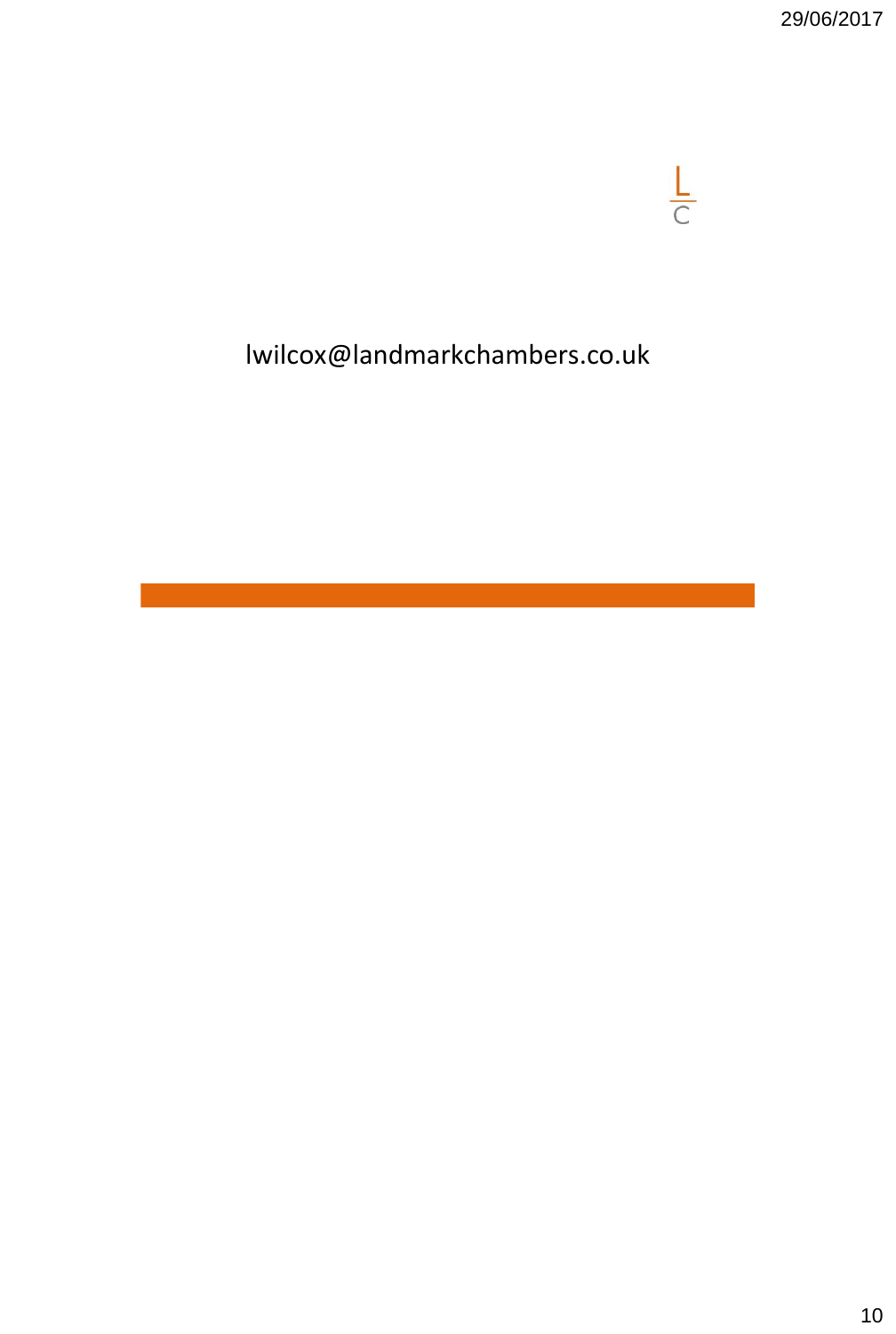lwilcox@landmarkchambers.co.uk